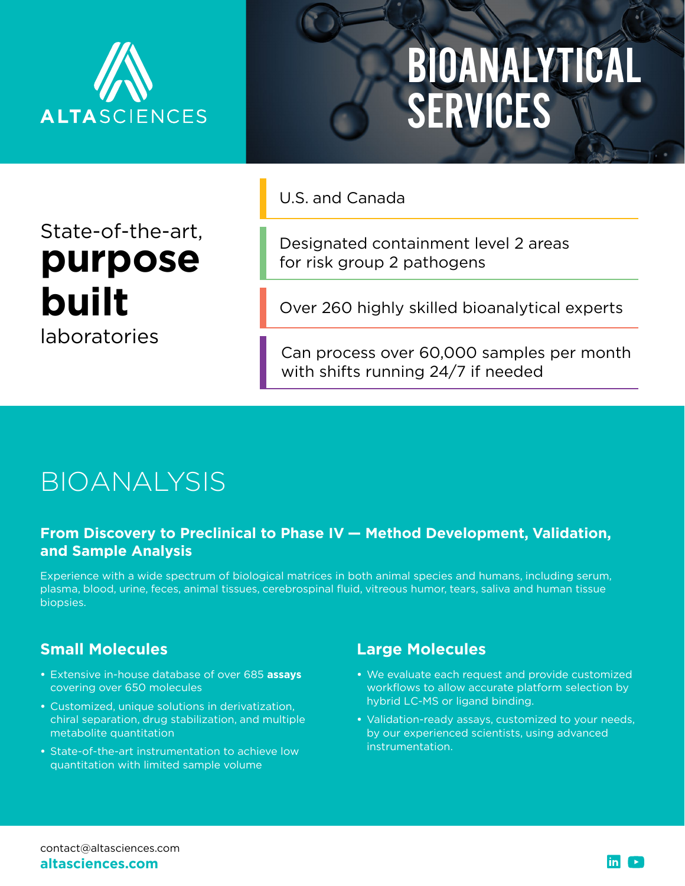ALTASCIENCES

# BIOANALYTICAL SERVICES

State-of-the-art, **purpose built** laboratories

- U.S. and Canada
- Designated containment level 2 areas for risk group 2 pathogens
- Over 260 highly skilled bioanalytical experts
- Can process over 60,000 samples per month with shifts running 24/7 if needed

## BIOANALYSIS

### From Discovery to Preclinical to Phase IV — Method Development, Validation, and Sample Analysis

Experience with a wide spectrum of biological matrices in both animal species and humans, including serum, plasma, blood, urine, feces, animal tissues, cerebrospinal fluid, vitreous humor, tears, saliva and human tissue biopsies.

### Small Molecules

- Extensive in-house database of over 685 **assays** covering over 650 molecules
- Customized, unique solutions in derivatization, chiral separation, drug stabilization, and multiple metabolite quantitation
- State-of-the-art instrumentation to achieve low quantitation with limited sample volume

### Large Molecules

- We evaluate each request and provide customized workflows to allow accurate platform selection by hybrid LC-MS or ligand binding.
- Validation-ready assays, customized to your needs, by our experienced scientists, using advanced instrumentation.

contact@altasciences.com

**altasciences.com**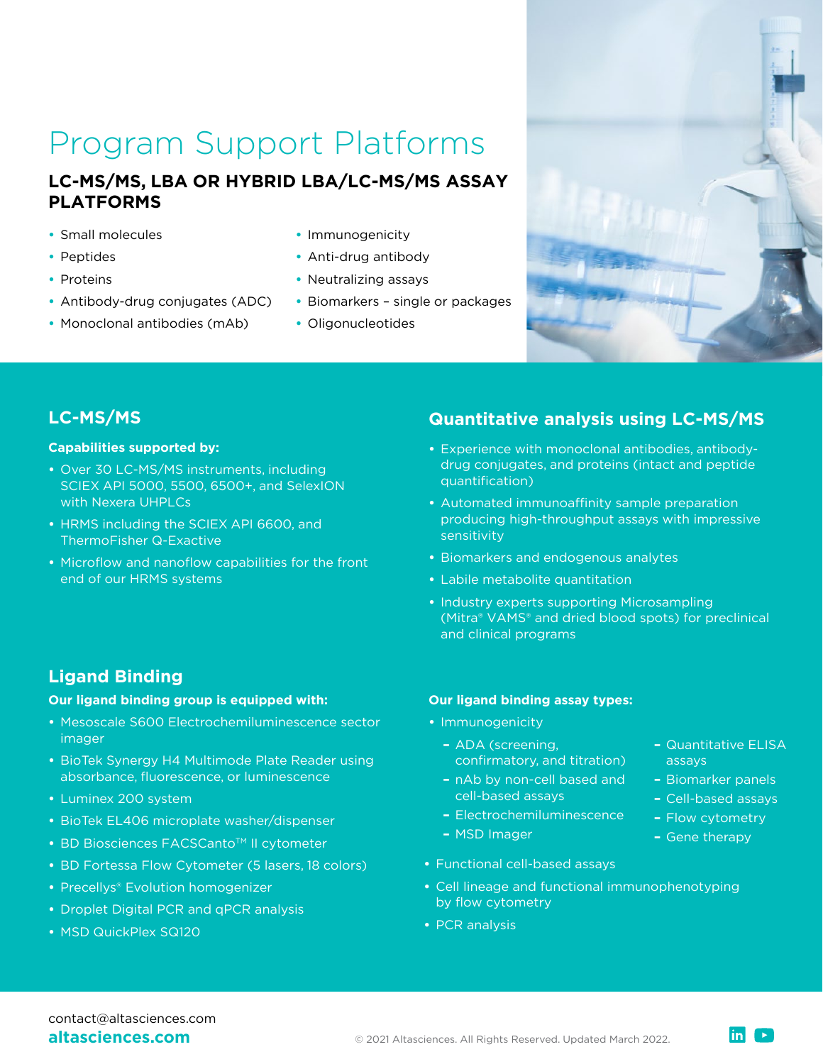# Program Support Platforms

## LC-MS/MS, LBA OR HYBRID LBA/LC-MS/MS ASSAY PLATFORMS

- Small molecules
- Peptides
- Proteins
- Antibody-drug conjugates (ADC)
- Monoclonal antibodies (mAb)
- Immunogenicity
- Anti-drug antibody
- Neutralizing assays
- Biomarkers – single or packages
- Oligonucleotides

## LC-MS/MS

**Capabilities supported by:**

- Over 30 LC-MS/MS instruments, including SCIEX API 5000, 5500, 6500+, and SelexION with Nexera UHPLCs
- HRMS including the SCIEX API 6600, and ThermoFisher Q-Exactive
- Microflow and nanoflow capabilities for the front end of our HRMS systems

## Quantitative analysis using LC-MS/MS

- Experience with monoclonal antibodies, antibody-drug conjugates, and proteins (intact and peptide quantification)
- Automated immunoaffinity sample preparation producing high-throughput assays with impressive sensitivity
- Biomarkers and endogenous analytes
- Labile metabolite quantitation
- Industry experts supporting Microsampling (Mitra® VAMS® and dried blood spots) for preclinical and clinical programs

## Ligand Binding

**Our ligand binding group is equipped with:**

- Mesoscale S600 Electrochemiluminescence sector imager
- BioTek Synergy H4 Multimode Plate Reader using absorbance, fluorescence, or luminescence
- Luminex 200 system
- BioTek EL406 microplate washer/dispenser
- BD Biosciences FACSCanto™ II cytometer
- BD Fortessa Flow Cytometer (5 lasers, 18 colors)
- Precellys® Evolution homogenizer
- Droplet Digital PCR and qPCR analysis
- MSD QuickPlex SQ120

**Our ligand binding assay types:**

- Immunogenicity
  - ADA (screening, confirmatory, and titration)
  - nAb by non-cell based and cell-based assays
  - Electrochemiluminescence
  - MSD Imager
  - Quantitative ELISA assays
  - Biomarker panels
  - Cell-based assays
  - Flow cytometry
  - Gene therapy
- Functional cell-based assays
- Cell lineage and functional immunophenotyping by flow cytometry
- PCR analysis

contact@altasciences.com

**altasciences.com**

© 2021 Altasciences. All Rights Reserved. Updated March 2022.